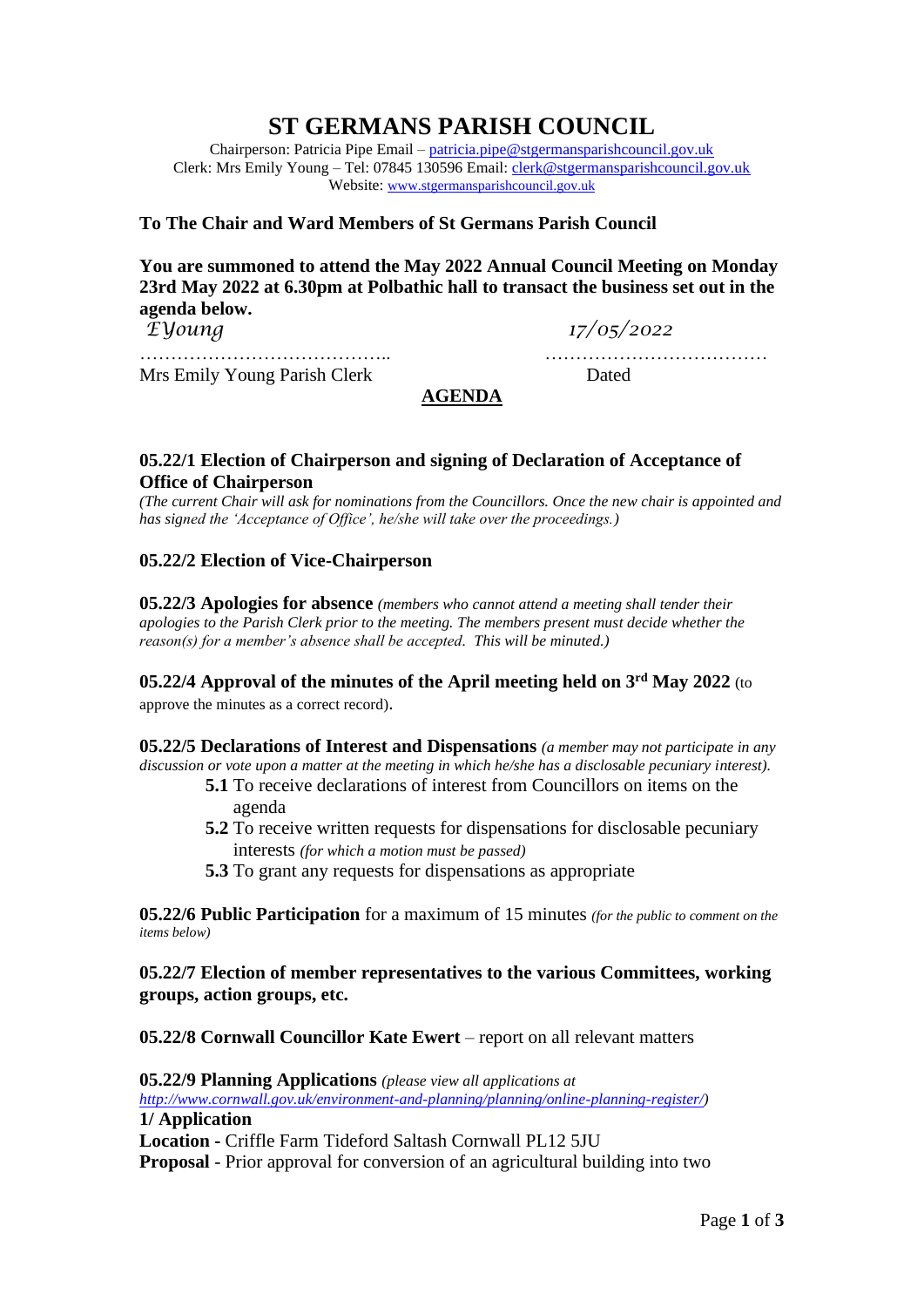# ST GERMANS PARISH COUNCIL

Chairperson: Patricia Pipe Email – patricia.pipe@stgermansparishcouncil.gov.uk
Clerk: Mrs Emily Young – Tel: 07845 130596 Email: clerk@stgermansparishcouncil.gov.uk
Website: www.stgermansparishcouncil.gov.uk

**To The Chair and Ward Members of St Germans Parish Council**

**You are summoned to attend the May 2022 Annual Council Meeting on Monday 23rd May 2022 at 6.30pm at Polbathic hall to transact the business set out in the agenda below.**

*EYoung* ………………………………….. 
Mrs Emily Young Parish Clerk

*17/05/2022* ………………………………
Dated

## AGENDA

**05.22/1 Election of Chairperson and signing of Declaration of Acceptance of Office of Chairperson**
*(The current Chair will ask for nominations from the Councillors. Once the new chair is appointed and has signed the 'Acceptance of Office', he/she will take over the proceedings.)*

**05.22/2 Election of Vice-Chairperson**

**05.22/3 Apologies for absence** *(members who cannot attend a meeting shall tender their apologies to the Parish Clerk prior to the meeting. The members present must decide whether the reason(s) for a member's absence shall be accepted. This will be minuted.)*

**05.22/4 Approval of the minutes of the April meeting held on 3rd May 2022** (to approve the minutes as a correct record).

**05.22/5 Declarations of Interest and Dispensations** *(a member may not participate in any discussion or vote upon a matter at the meeting in which he/she has a disclosable pecuniary interest).*

- **5.1** To receive declarations of interest from Councillors on items on the agenda
- **5.2** To receive written requests for dispensations for disclosable pecuniary interests *(for which a motion must be passed)*
- **5.3** To grant any requests for dispensations as appropriate

**05.22/6 Public Participation** for a maximum of 15 minutes *(for the public to comment on the items below)*

**05.22/7 Election of member representatives to the various Committees, working groups, action groups, etc.**

**05.22/8 Cornwall Councillor Kate Ewert** – report on all relevant matters

**05.22/9 Planning Applications** *(please view all applications at http://www.cornwall.gov.uk/environment-and-planning/planning/online-planning-register/)*

**1/ Application**
**Location -** Criffle Farm Tideford Saltash Cornwall PL12 5JU
**Proposal** - Prior approval for conversion of an agricultural building into two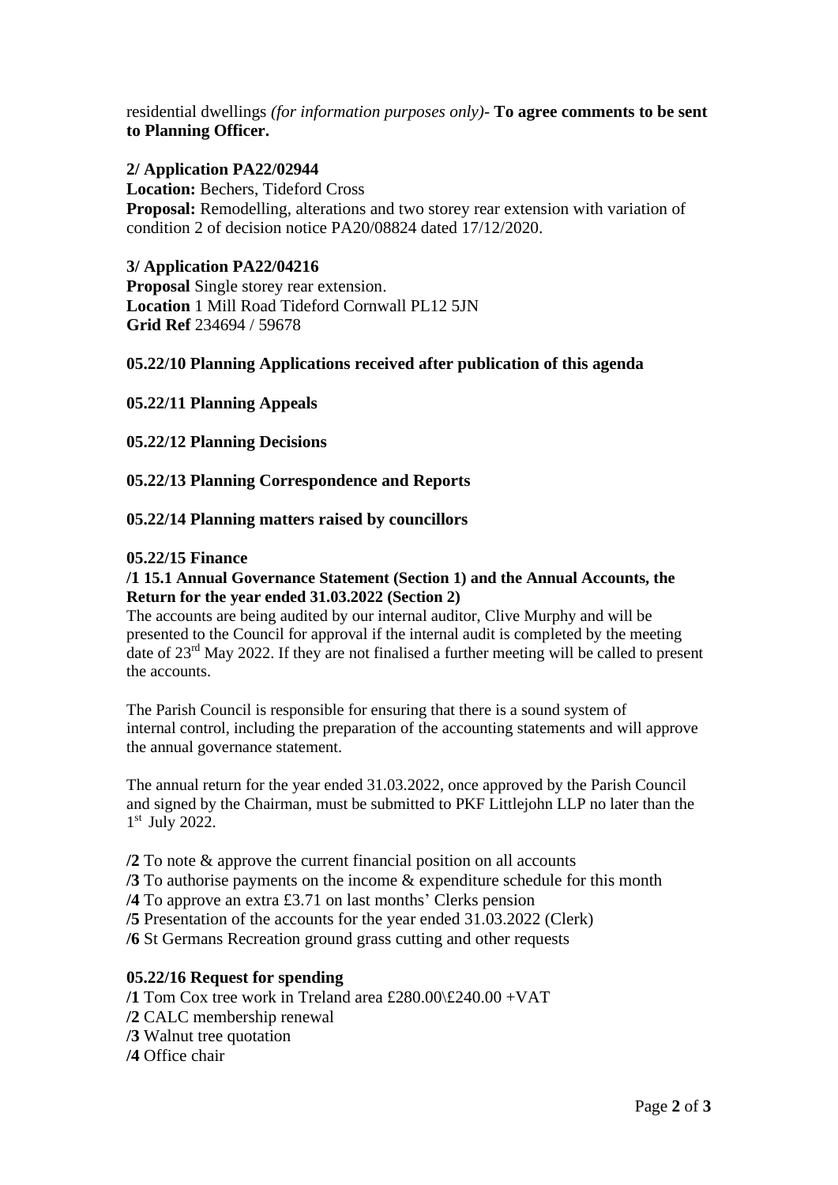residential dwellings *(for information purposes only)*- **To agree comments to be sent to Planning Officer.**

**2/ Application PA22/02944**
**Location:** Bechers, Tideford Cross
**Proposal:** Remodelling, alterations and two storey rear extension with variation of condition 2 of decision notice PA20/08824 dated 17/12/2020.

**3/ Application PA22/04216**
**Proposal** Single storey rear extension.
**Location** 1 Mill Road Tideford Cornwall PL12 5JN
**Grid Ref** 234694 / 59678

**05.22/10 Planning Applications received after publication of this agenda**

**05.22/11 Planning Appeals**

**05.22/12 Planning Decisions**

**05.22/13 Planning Correspondence and Reports**

**05.22/14 Planning matters raised by councillors**

**05.22/15 Finance**

**/1 15.1 Annual Governance Statement (Section 1) and the Annual Accounts, the Return for the year ended 31.03.2022 (Section 2)**

The accounts are being audited by our internal auditor, Clive Murphy and will be presented to the Council for approval if the internal audit is completed by the meeting date of 23rd May 2022. If they are not finalised a further meeting will be called to present the accounts.

The Parish Council is responsible for ensuring that there is a sound system of internal control, including the preparation of the accounting statements and will approve the annual governance statement.

The annual return for the year ended 31.03.2022, once approved by the Parish Council and signed by the Chairman, must be submitted to PKF Littlejohn LLP no later than the 1st July 2022.

**/2** To note & approve the current financial position on all accounts
**/3** To authorise payments on the income & expenditure schedule for this month
**/4** To approve an extra £3.71 on last months' Clerks pension
**/5** Presentation of the accounts for the year ended 31.03.2022 (Clerk)
**/6** St Germans Recreation ground grass cutting and other requests

**05.22/16 Request for spending**

**/1** Tom Cox tree work in Treland area £280.00\£240.00 +VAT
**/2** CALC membership renewal
**/3** Walnut tree quotation
**/4** Office chair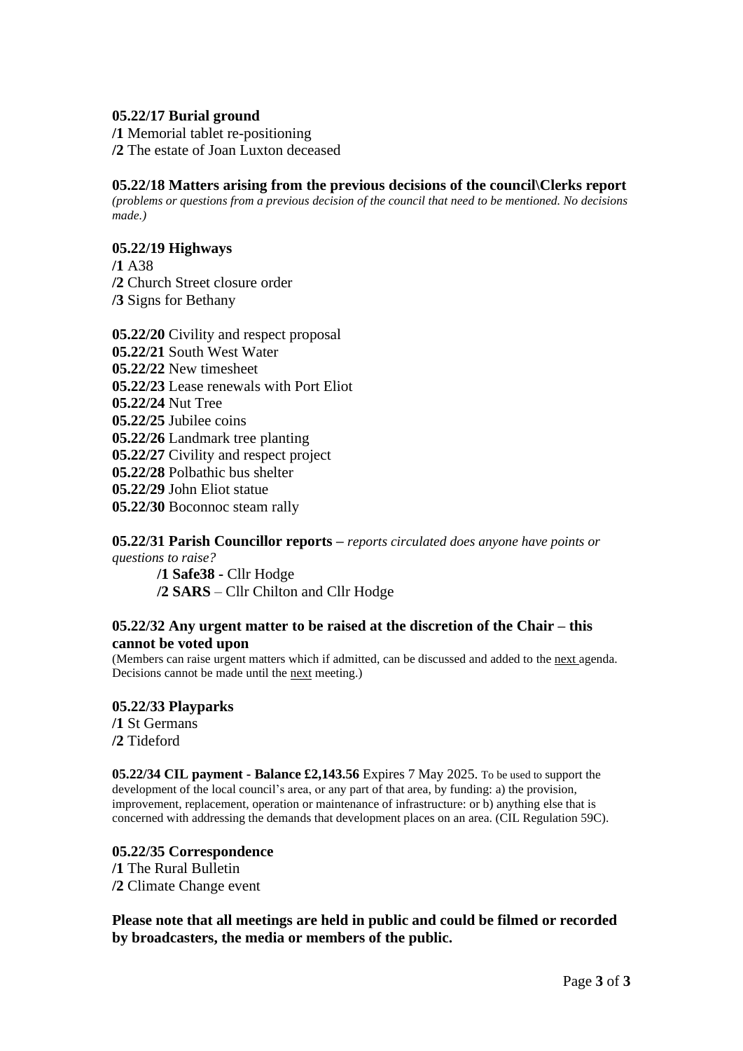**05.22/17 Burial ground**

**/1** Memorial tablet re-positioning

**/2** The estate of Joan Luxton deceased

**05.22/18 Matters arising from the previous decisions of the council\Clerks report**

*(problems or questions from a previous decision of the council that need to be mentioned. No decisions made.)*

**05.22/19 Highways**

**/1** A38

**/2** Church Street closure order

**/3** Signs for Bethany

**05.22/20** Civility and respect proposal

**05.22/21** South West Water

**05.22/22** New timesheet

**05.22/23** Lease renewals with Port Eliot

**05.22/24** Nut Tree

**05.22/25** Jubilee coins

**05.22/26** Landmark tree planting

**05.22/27** Civility and respect project

**05.22/28** Polbathic bus shelter

**05.22/29** John Eliot statue

**05.22/30** Boconnoc steam rally

**05.22/31 Parish Councillor reports –** *reports circulated does anyone have points or questions to raise?*

**/1 Safe38 -** Cllr Hodge

**/2 SARS** – Cllr Chilton and Cllr Hodge

**05.22/32 Any urgent matter to be raised at the discretion of the Chair – this cannot be voted upon**

(Members can raise urgent matters which if admitted, can be discussed and added to the next agenda. Decisions cannot be made until the next meeting.)

**05.22/33 Playparks**

**/1** St Germans

**/2** Tideford

**05.22/34 CIL payment - Balance £2,143.56** Expires 7 May 2025. To be used to support the development of the local council's area, or any part of that area, by funding: a) the provision, improvement, replacement, operation or maintenance of infrastructure: or b) anything else that is concerned with addressing the demands that development places on an area. (CIL Regulation 59C).

**05.22/35 Correspondence**

**/1** The Rural Bulletin

**/2** Climate Change event

**Please note that all meetings are held in public and could be filmed or recorded by broadcasters, the media or members of the public.**